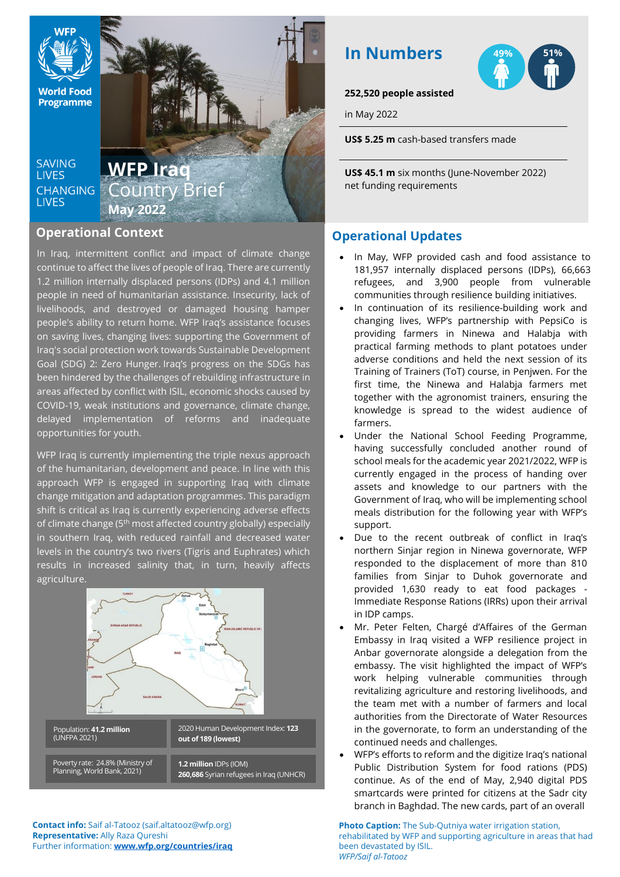# WFP Iraq Country Brief
## May 2022

SAVING LIVES CHANGING LIVES

## In Numbers

49% 51%

**252,520 people assisted**

in May 2022

**US$ 5.25 m** cash-based transfers made

**US$ 45.1 m** six months (June-November 2022) net funding requirements

## Operational Context

In Iraq, intermittent conflict and impact of climate change continue to affect the lives of people of Iraq. There are currently 1.2 million internally displaced persons (IDPs) and 4.1 million people in need of humanitarian assistance. Insecurity, lack of livelihoods, and destroyed or damaged housing hamper people's ability to return home. WFP Iraq's assistance focuses on saving lives, changing lives: supporting the Government of Iraq's social protection work towards Sustainable Development Goal (SDG) 2: Zero Hunger. Iraq's progress on the SDGs has been hindered by the challenges of rebuilding infrastructure in areas affected by conflict with ISIL, economic shocks caused by COVID-19, weak institutions and governance, climate change, delayed implementation of reforms and inadequate opportunities for youth.

WFP Iraq is currently implementing the triple nexus approach of the humanitarian, development and peace. In line with this approach WFP is engaged in supporting Iraq with climate change mitigation and adaptation programmes. This paradigm shift is critical as Iraq is currently experiencing adverse effects of climate change (5th most affected country globally) especially in southern Iraq, with reduced rainfall and decreased water levels in the country's two rivers (Tigris and Euphrates) which results in increased salinity that, in turn, heavily affects agriculture.

| Population: **41.2 million** (UNFPA 2021) | 2020 Human Development Index: **123 out of 189 (lowest)** |
|---|---|
| Poverty rate: 24.8% (Ministry of Planning, World Bank, 2021) | **1.2 million** IDPs (IOM) **260,686** Syrian refugees in Iraq (UNHCR) |

**Contact info:** Saif al-Tatooz (saif.altatooz@wfp.org)
**Representative:** Ally Raza Qureshi
Further information: **www.wfp.org/countries/iraq**

## Operational Updates

- In May, WFP provided cash and food assistance to 181,957 internally displaced persons (IDPs), 66,663 refugees, and 3,900 people from vulnerable communities through resilience building initiatives.
- In continuation of its resilience-building work and changing lives, WFP's partnership with PepsiCo is providing farmers in Ninewa and Halabja with practical farming methods to plant potatoes under adverse conditions and held the next session of its Training of Trainers (ToT) course, in Penjwen. For the first time, the Ninewa and Halabja farmers met together with the agronomist trainers, ensuring the knowledge is spread to the widest audience of farmers.
- Under the National School Feeding Programme, having successfully concluded another round of school meals for the academic year 2021/2022, WFP is currently engaged in the process of handing over assets and knowledge to our partners with the Government of Iraq, who will be implementing school meals distribution for the following year with WFP's support.
- Due to the recent outbreak of conflict in Iraq's northern Sinjar region in Ninewa governorate, WFP responded to the displacement of more than 810 families from Sinjar to Duhok governorate and provided 1,630 ready to eat food packages - Immediate Response Rations (IRRs) upon their arrival in IDP camps.
- Mr. Peter Felten, Chargé d'Affaires of the German Embassy in Iraq visited a WFP resilience project in Anbar governorate alongside a delegation from the embassy. The visit highlighted the impact of WFP's work helping vulnerable communities through revitalizing agriculture and restoring livelihoods, and the team met with a number of farmers and local authorities from the Directorate of Water Resources in the governorate, to form an understanding of the continued needs and challenges.
- WFP's efforts to reform and the digitize Iraq's national Public Distribution System for food rations (PDS) continue. As of the end of May, 2,940 digital PDS smartcards were printed for citizens at the Sadr city branch in Baghdad. The new cards, part of an overall

**Photo Caption:** The Sub-Qutniya water irrigation station, rehabilitated by WFP and supporting agriculture in areas that had been devastated by ISIL.
*WFP/Saif al-Tatooz*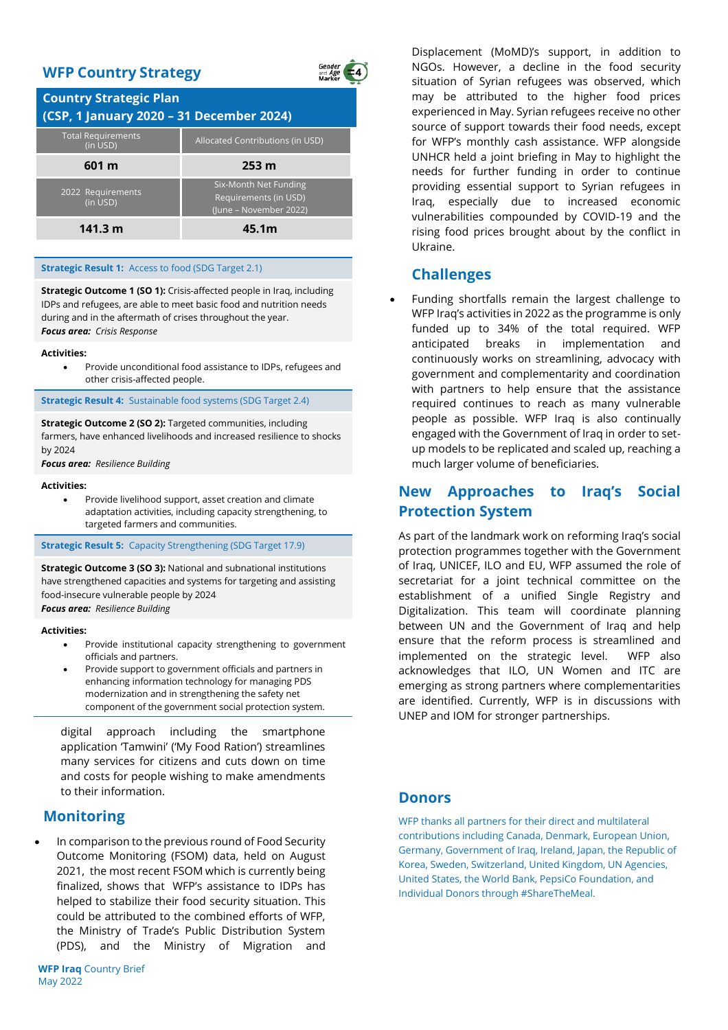## WFP Country Strategy

Gender and Age Marker 4

### Country Strategic Plan (CSP, 1 January 2020 – 31 December 2024)

| Total Requirements (in USD) | Allocated Contributions (in USD) |
|---|---|
| **601 m** | **253 m** |
| 2022 Requirements (in USD) | Six-Month Net Funding Requirements (in USD) (June – November 2022) |
| **141.3 m** | **45.1m** |

**Strategic Result 1:** Access to food (SDG Target 2.1)

**Strategic Outcome 1 (SO 1):** Crisis-affected people in Iraq, including IDPs and refugees, are able to meet basic food and nutrition needs during and in the aftermath of crises throughout the year.
***Focus area:*** *Crisis Response*

**Activities:**

- Provide unconditional food assistance to IDPs, refugees and other crisis-affected people.

**Strategic Result 4:** Sustainable food systems (SDG Target 2.4)

**Strategic Outcome 2 (SO 2):** Targeted communities, including farmers, have enhanced livelihoods and increased resilience to shocks by 2024
***Focus area:*** *Resilience Building*

**Activities:**

- Provide livelihood support, asset creation and climate adaptation activities, including capacity strengthening, to targeted farmers and communities.

**Strategic Result 5:** Capacity Strengthening (SDG Target 17.9)

**Strategic Outcome 3 (SO 3):** National and subnational institutions have strengthened capacities and systems for targeting and assisting food-insecure vulnerable people by 2024
***Focus area:*** *Resilience Building*

**Activities:**

- Provide institutional capacity strengthening to government officials and partners.
- Provide support to government officials and partners in enhancing information technology for managing PDS modernization and in strengthening the safety net component of the government social protection system.

digital approach including the smartphone application 'Tamwini' ('My Food Ration') streamlines many services for citizens and cuts down on time and costs for people wishing to make amendments to their information.

## Monitoring

- In comparison to the previous round of Food Security Outcome Monitoring (FSOM) data, held on August 2021, the most recent FSOM which is currently being finalized, shows that WFP's assistance to IDPs has helped to stabilize their food security situation. This could be attributed to the combined efforts of WFP, the Ministry of Trade's Public Distribution System (PDS), and the Ministry of Migration and Displacement (MoMD)'s support, in addition to NGOs. However, a decline in the food security situation of Syrian refugees was observed, which may be attributed to the higher food prices experienced in May. Syrian refugees receive no other source of support towards their food needs, except for WFP's monthly cash assistance. WFP alongside UNHCR held a joint briefing in May to highlight the needs for further funding in order to continue providing essential support to Syrian refugees in Iraq, especially due to increased economic vulnerabilities compounded by COVID-19 and the rising food prices brought about by the conflict in Ukraine.

## Challenges

- Funding shortfalls remain the largest challenge to WFP Iraq's activities in 2022 as the programme is only funded up to 34% of the total required. WFP anticipated breaks in implementation and continuously works on streamlining, advocacy with government and complementarity and coordination with partners to help ensure that the assistance required continues to reach as many vulnerable people as possible. WFP Iraq is also continually engaged with the Government of Iraq in order to set-up models to be replicated and scaled up, reaching a much larger volume of beneficiaries.

## New Approaches to Iraq's Social Protection System

As part of the landmark work on reforming Iraq's social protection programmes together with the Government of Iraq, UNICEF, ILO and EU, WFP assumed the role of secretariat for a joint technical committee on the establishment of a unified Single Registry and Digitalization. This team will coordinate planning between UN and the Government of Iraq and help ensure that the reform process is streamlined and implemented on the strategic level. WFP also acknowledges that ILO, UN Women and ITC are emerging as strong partners where complementarities are identified. Currently, WFP is in discussions with UNEP and IOM for stronger partnerships.

## Donors

WFP thanks all partners for their direct and multilateral contributions including Canada, Denmark, European Union, Germany, Government of Iraq, Ireland, Japan, the Republic of Korea, Sweden, Switzerland, United Kingdom, UN Agencies, United States, the World Bank, PepsiCo Foundation, and Individual Donors through #ShareTheMeal.